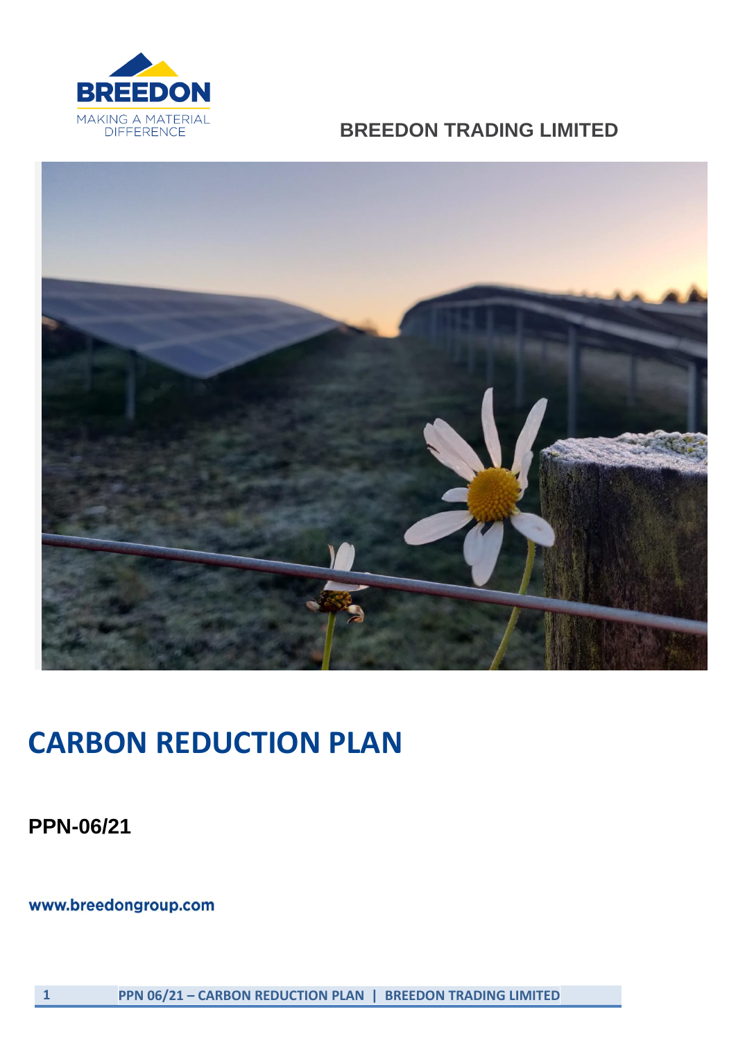BREEDON

MAKING A MATERIAL DIFFERENCE

**BREEDON TRADING LIMITED**

# CARBON REDUCTION PLAN

**PPN-06/21**

**www.breedongroup.com**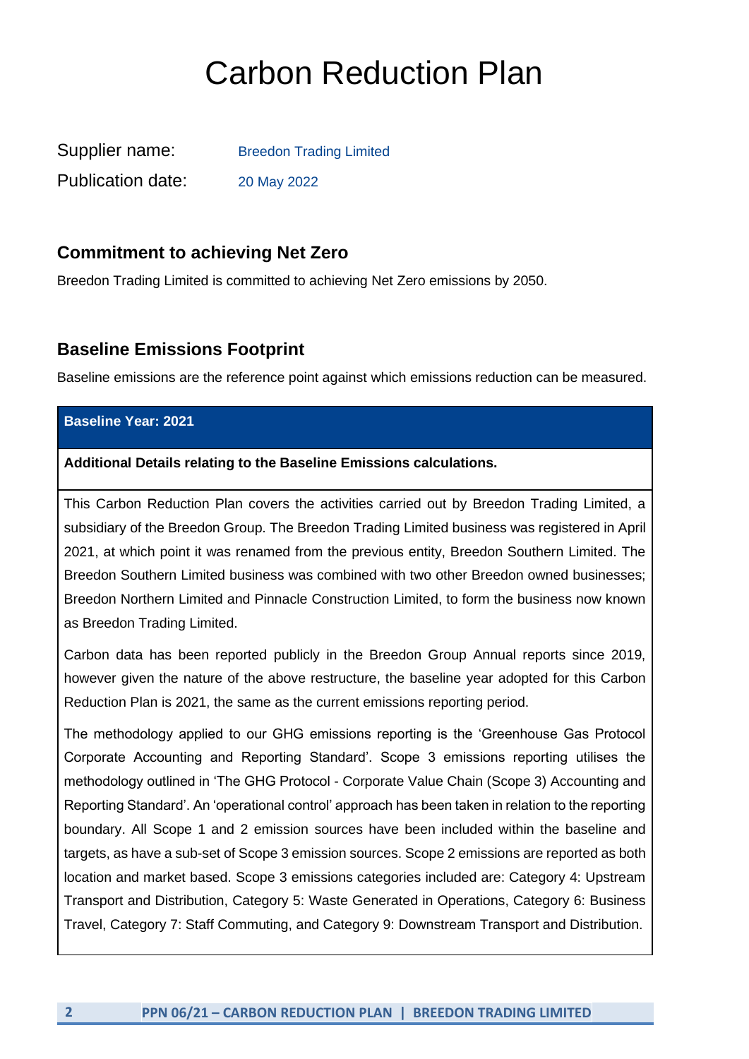# Carbon Reduction Plan

Supplier name: Breedon Trading Limited

Publication date: 20 May 2022

## Commitment to achieving Net Zero

Breedon Trading Limited is committed to achieving Net Zero emissions by 2050.

## Baseline Emissions Footprint

Baseline emissions are the reference point against which emissions reduction can be measured.

| **Baseline Year: 2021** |
|---|
| **Additional Details relating to the Baseline Emissions calculations.** |
| This Carbon Reduction Plan covers the activities carried out by Breedon Trading Limited, a subsidiary of the Breedon Group. The Breedon Trading Limited business was registered in April 2021, at which point it was renamed from the previous entity, Breedon Southern Limited. The Breedon Southern Limited business was combined with two other Breedon owned businesses; Breedon Northern Limited and Pinnacle Construction Limited, to form the business now known as Breedon Trading Limited.<br><br>Carbon data has been reported publicly in the Breedon Group Annual reports since 2019, however given the nature of the above restructure, the baseline year adopted for this Carbon Reduction Plan is 2021, the same as the current emissions reporting period.<br><br>The methodology applied to our GHG emissions reporting is the 'Greenhouse Gas Protocol Corporate Accounting and Reporting Standard'. Scope 3 emissions reporting utilises the methodology outlined in 'The GHG Protocol - Corporate Value Chain (Scope 3) Accounting and Reporting Standard'. An 'operational control' approach has been taken in relation to the reporting boundary. All Scope 1 and 2 emission sources have been included within the baseline and targets, as have a sub-set of Scope 3 emission sources. Scope 2 emissions are reported as both location and market based. Scope 3 emissions categories included are: Category 4: Upstream Transport and Distribution, Category 5: Waste Generated in Operations, Category 6: Business Travel, Category 7: Staff Commuting, and Category 9: Downstream Transport and Distribution. |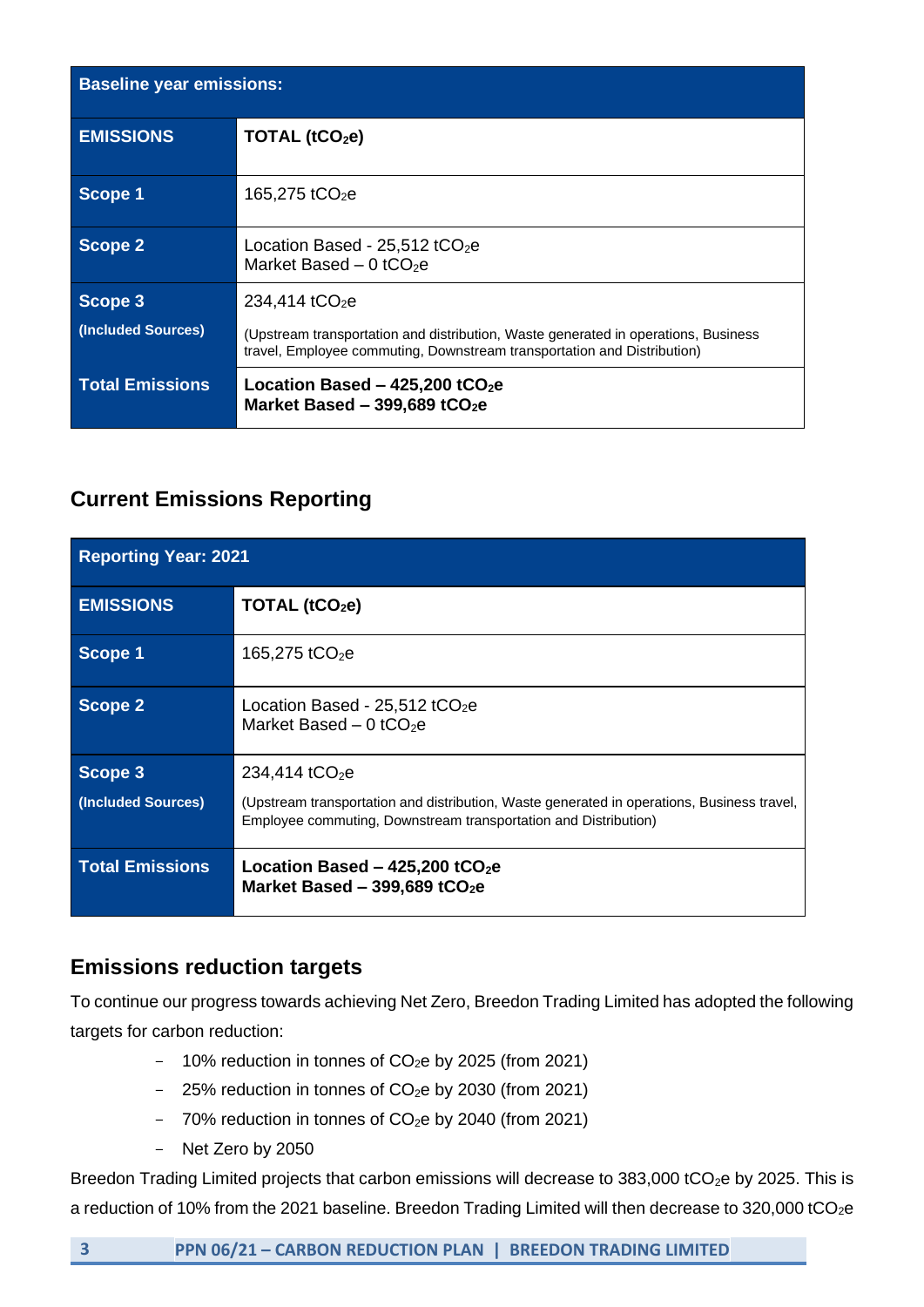| Baseline year emissions: | |
|---|---|
| **EMISSIONS** | **TOTAL ($tCO_2e$)** |
| **Scope 1** | 165,275 $tCO_2e$ |
| **Scope 2** | Location Based - 25,512 $tCO_2e$<br>Market Based – 0 $tCO_2e$ |
| **Scope 3**<br>**(Included Sources)** | 234,414 $tCO_2e$<br>(Upstream transportation and distribution, Waste generated in operations, Business travel, Employee commuting, Downstream transportation and Distribution) |
| **Total Emissions** | **Location Based – 425,200 $tCO_2e$**<br>**Market Based – 399,689 $tCO_2e$** |

## Current Emissions Reporting

| Reporting Year: 2021 | |
|---|---|
| **EMISSIONS** | **TOTAL ($tCO_2e$)** |
| **Scope 1** | 165,275 $tCO_2e$ |
| **Scope 2** | Location Based - 25,512 $tCO_2e$<br>Market Based – 0 $tCO_2e$ |
| **Scope 3**<br>**(Included Sources)** | 234,414 $tCO_2e$<br>(Upstream transportation and distribution, Waste generated in operations, Business travel, Employee commuting, Downstream transportation and Distribution) |
| **Total Emissions** | **Location Based – 425,200 $tCO_2e$**<br>**Market Based – 399,689 $tCO_2e$** |

## Emissions reduction targets

To continue our progress towards achieving Net Zero, Breedon Trading Limited has adopted the following targets for carbon reduction:

- 10% reduction in tonnes of $CO_2e$ by 2025 (from 2021)
- 25% reduction in tonnes of $CO_2e$ by 2030 (from 2021)
- 70% reduction in tonnes of $CO_2e$ by 2040 (from 2021)
- Net Zero by 2050

Breedon Trading Limited projects that carbon emissions will decrease to 383,000 $tCO_2e$ by 2025. This is a reduction of 10% from the 2021 baseline. Breedon Trading Limited will then decrease to 320,000 $tCO_2e$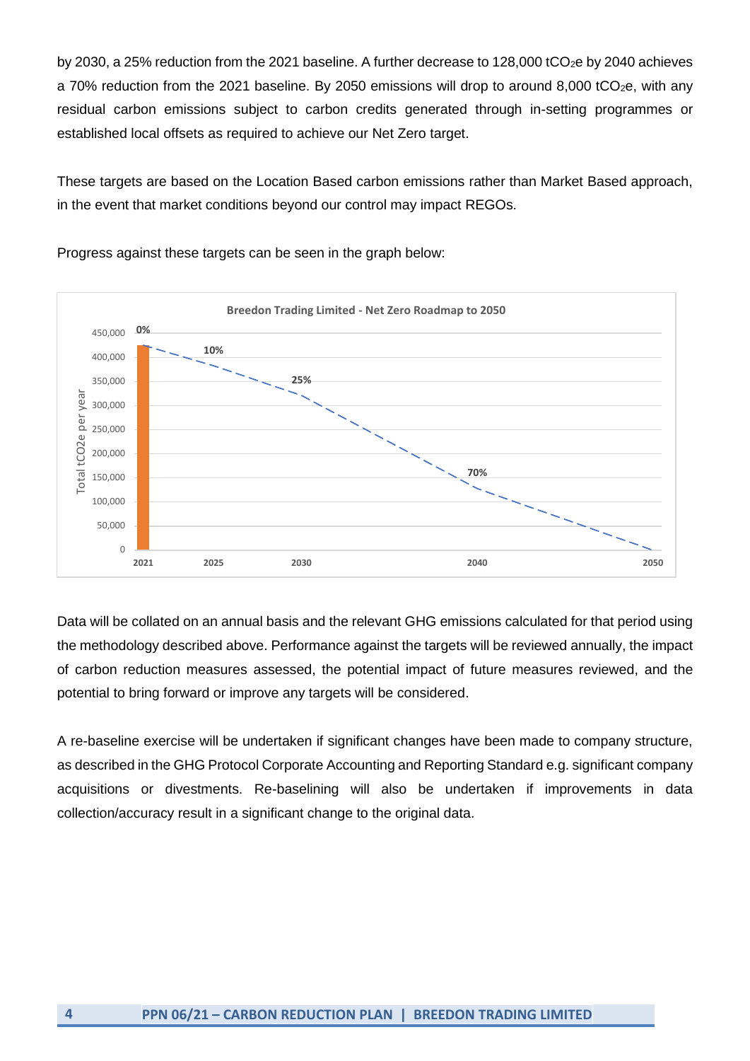by 2030, a 25% reduction from the 2021 baseline. A further decrease to 128,000 $tCO_2e$ by 2040 achieves a 70% reduction from the 2021 baseline. By 2050 emissions will drop to around 8,000 $tCO_2e$, with any residual carbon emissions subject to carbon credits generated through in-setting programmes or established local offsets as required to achieve our Net Zero target.

These targets are based on the Location Based carbon emissions rather than Market Based approach, in the event that market conditions beyond our control may impact REGOs.

Progress against these targets can be seen in the graph below:

Data will be collated on an annual basis and the relevant GHG emissions calculated for that period using the methodology described above. Performance against the targets will be reviewed annually, the impact of carbon reduction measures assessed, the potential impact of future measures reviewed, and the potential to bring forward or improve any targets will be considered.

A re-baseline exercise will be undertaken if significant changes have been made to company structure, as described in the GHG Protocol Corporate Accounting and Reporting Standard e.g. significant company acquisitions or divestments. Re-baselining will also be undertaken if improvements in data collection/accuracy result in a significant change to the original data.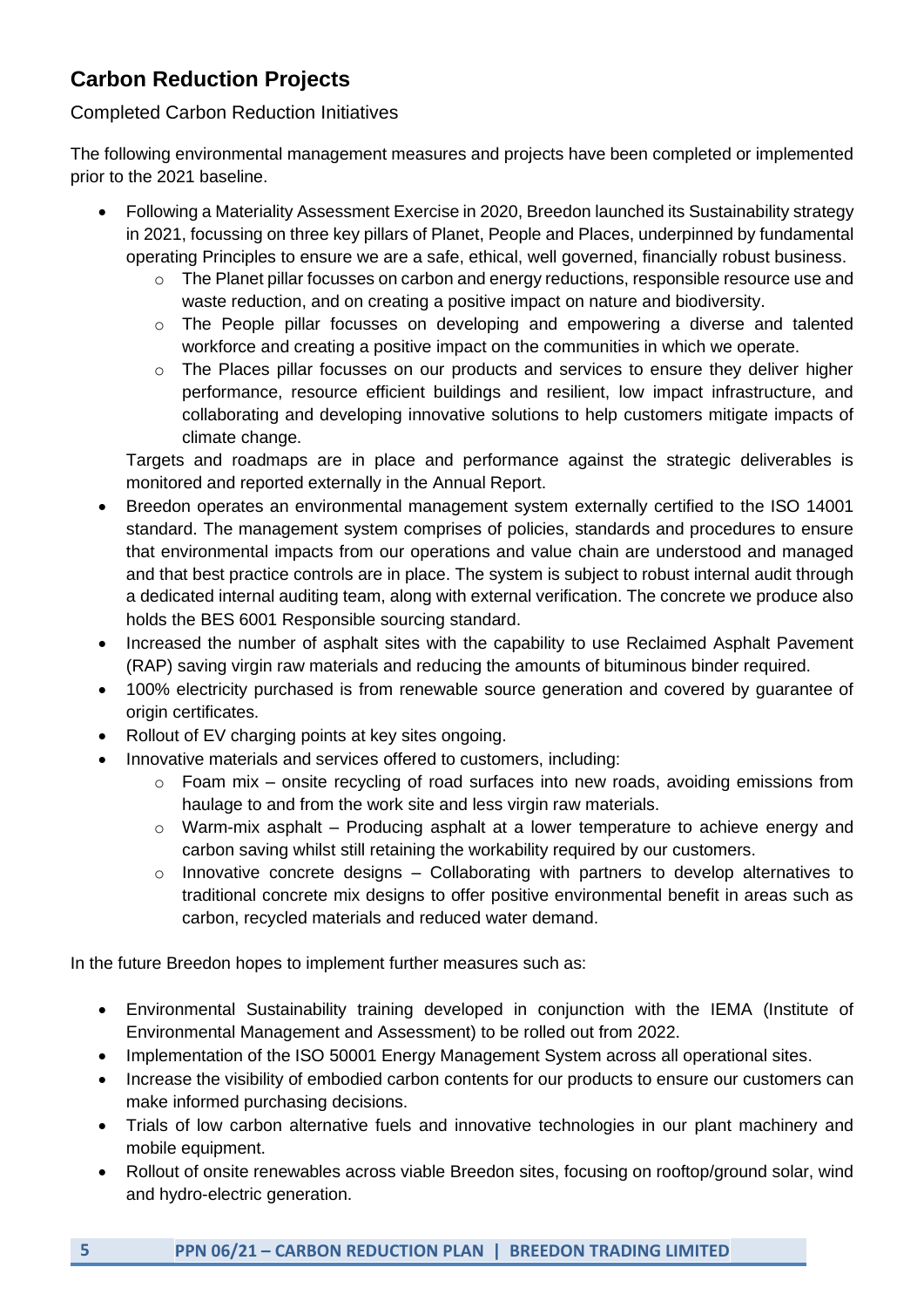## Carbon Reduction Projects

### Completed Carbon Reduction Initiatives

The following environmental management measures and projects have been completed or implemented prior to the 2021 baseline.

- Following a Materiality Assessment Exercise in 2020, Breedon launched its Sustainability strategy in 2021, focussing on three key pillars of Planet, People and Places, underpinned by fundamental operating Principles to ensure we are a safe, ethical, well governed, financially robust business.
  - The Planet pillar focusses on carbon and energy reductions, responsible resource use and waste reduction, and on creating a positive impact on nature and biodiversity.
  - The People pillar focusses on developing and empowering a diverse and talented workforce and creating a positive impact on the communities in which we operate.
  - The Places pillar focusses on our products and services to ensure they deliver higher performance, resource efficient buildings and resilient, low impact infrastructure, and collaborating and developing innovative solutions to help customers mitigate impacts of climate change.

  Targets and roadmaps are in place and performance against the strategic deliverables is monitored and reported externally in the Annual Report.
- Breedon operates an environmental management system externally certified to the ISO 14001 standard. The management system comprises of policies, standards and procedures to ensure that environmental impacts from our operations and value chain are understood and managed and that best practice controls are in place. The system is subject to robust internal audit through a dedicated internal auditing team, along with external verification. The concrete we produce also holds the BES 6001 Responsible sourcing standard.
- Increased the number of asphalt sites with the capability to use Reclaimed Asphalt Pavement (RAP) saving virgin raw materials and reducing the amounts of bituminous binder required.
- 100% electricity purchased is from renewable source generation and covered by guarantee of origin certificates.
- Rollout of EV charging points at key sites ongoing.
- Innovative materials and services offered to customers, including:
  - Foam mix – onsite recycling of road surfaces into new roads, avoiding emissions from haulage to and from the work site and less virgin raw materials.
  - Warm-mix asphalt – Producing asphalt at a lower temperature to achieve energy and carbon saving whilst still retaining the workability required by our customers.
  - Innovative concrete designs – Collaborating with partners to develop alternatives to traditional concrete mix designs to offer positive environmental benefit in areas such as carbon, recycled materials and reduced water demand.

In the future Breedon hopes to implement further measures such as:

- Environmental Sustainability training developed in conjunction with the IEMA (Institute of Environmental Management and Assessment) to be rolled out from 2022.
- Implementation of the ISO 50001 Energy Management System across all operational sites.
- Increase the visibility of embodied carbon contents for our products to ensure our customers can make informed purchasing decisions.
- Trials of low carbon alternative fuels and innovative technologies in our plant machinery and mobile equipment.
- Rollout of onsite renewables across viable Breedon sites, focusing on rooftop/ground solar, wind and hydro-electric generation.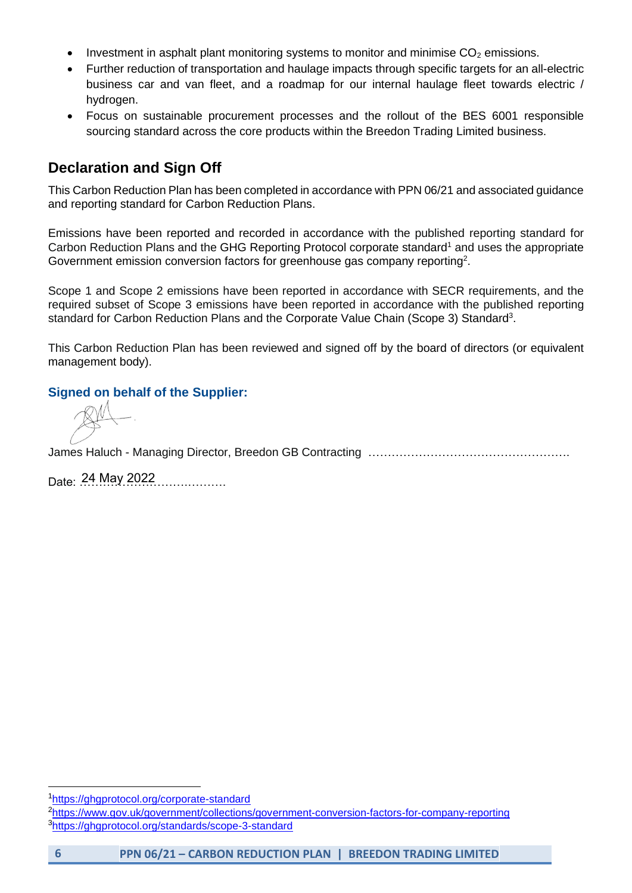- Investment in asphalt plant monitoring systems to monitor and minimise $CO_2$ emissions.
- Further reduction of transportation and haulage impacts through specific targets for an all-electric business car and van fleet, and a roadmap for our internal haulage fleet towards electric / hydrogen.
- Focus on sustainable procurement processes and the rollout of the BES 6001 responsible sourcing standard across the core products within the Breedon Trading Limited business.

## Declaration and Sign Off

This Carbon Reduction Plan has been completed in accordance with PPN 06/21 and associated guidance and reporting standard for Carbon Reduction Plans.

Emissions have been reported and recorded in accordance with the published reporting standard for Carbon Reduction Plans and the GHG Reporting Protocol corporate standard[1] and uses the appropriate Government emission conversion factors for greenhouse gas company reporting[2].

Scope 1 and Scope 2 emissions have been reported in accordance with SECR requirements, and the required subset of Scope 3 emissions have been reported in accordance with the published reporting standard for Carbon Reduction Plans and the Corporate Value Chain (Scope 3) Standard[3].

This Carbon Reduction Plan has been reviewed and signed off by the board of directors (or equivalent management body).

**Signed on behalf of the Supplier:**

James Haluch - Managing Director, Breedon GB Contracting …………………………………………….

Date: 24 May 2022

---

[1] https://ghgprotocol.org/corporate-standard

[2] https://www.gov.uk/government/collections/government-conversion-factors-for-company-reporting

[3] https://ghgprotocol.org/standards/scope-3-standard